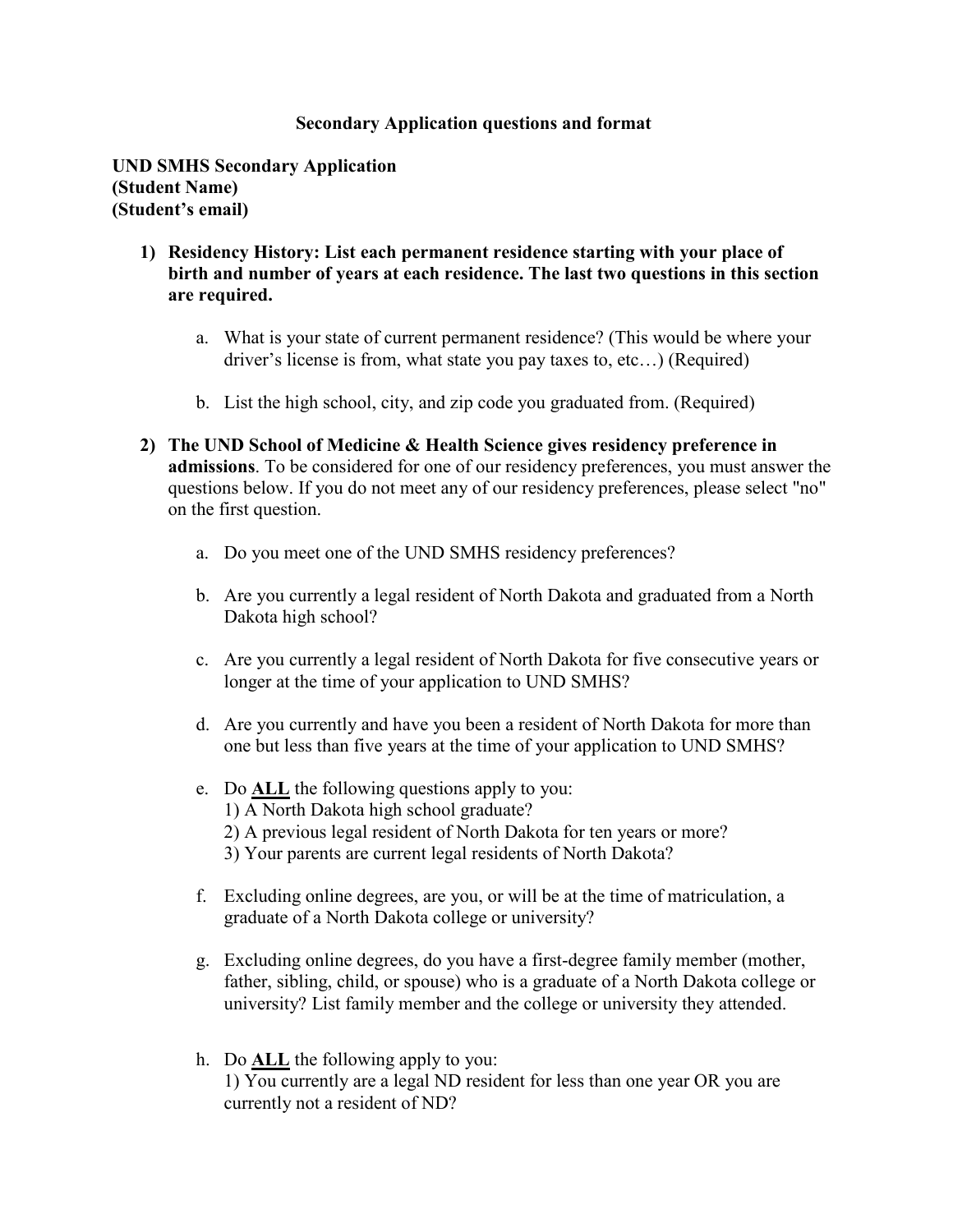**Secondary Application questions and format**

**UND SMHS Secondary Application**
**(Student Name)**
**(Student's email)**

1) **Residency History: List each permanent residence starting with your place of birth and number of years at each residence. The last two questions in this section are required.**

    a. What is your state of current permanent residence? (This would be where your driver's license is from, what state you pay taxes to, etc…) (Required)

    b. List the high school, city, and zip code you graduated from. (Required)

2) **The UND School of Medicine & Health Science gives residency preference in admissions**. To be considered for one of our residency preferences, you must answer the questions below. If you do not meet any of our residency preferences, please select "no" on the first question.

    a. Do you meet one of the UND SMHS residency preferences?

    b. Are you currently a legal resident of North Dakota and graduated from a North Dakota high school?

    c. Are you currently a legal resident of North Dakota for five consecutive years or longer at the time of your application to UND SMHS?

    d. Are you currently and have you been a resident of North Dakota for more than one but less than five years at the time of your application to UND SMHS?

    e. Do **ALL** the following questions apply to you:
    1) A North Dakota high school graduate?
    2) A previous legal resident of North Dakota for ten years or more?
    3) Your parents are current legal residents of North Dakota?

    f. Excluding online degrees, are you, or will be at the time of matriculation, a graduate of a North Dakota college or university?

    g. Excluding online degrees, do you have a first-degree family member (mother, father, sibling, child, or spouse) who is a graduate of a North Dakota college or university? List family member and the college or university they attended.

    h. Do **ALL** the following apply to you:
    1) You currently are a legal ND resident for less than one year OR you are currently not a resident of ND?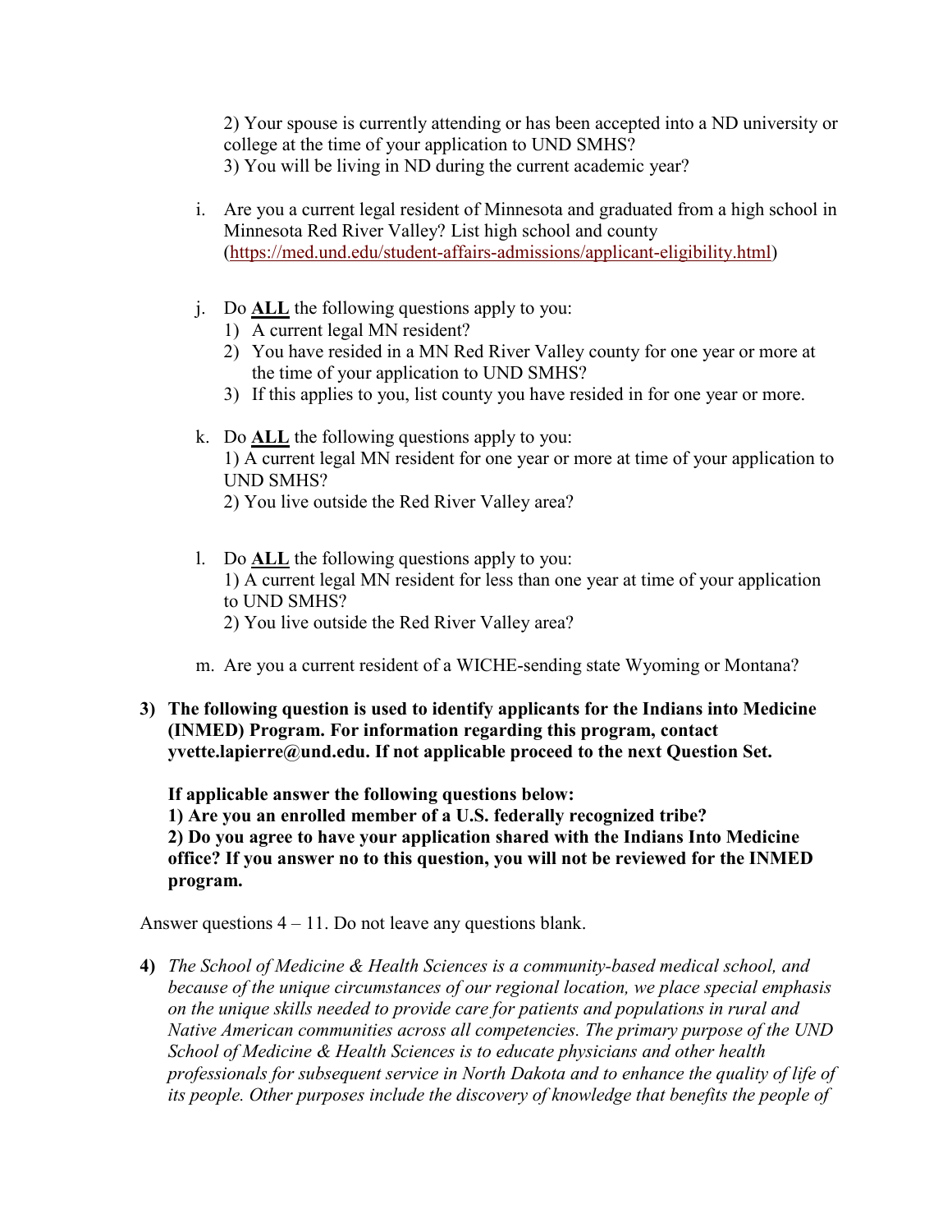2) Your spouse is currently attending or has been accepted into a ND university or college at the time of your application to UND SMHS?
3) You will be living in ND during the current academic year?

i. Are you a current legal resident of Minnesota and graduated from a high school in Minnesota Red River Valley? List high school and county (https://med.und.edu/student-affairs-admissions/applicant-eligibility.html)

j. Do **ALL** the following questions apply to you:
   1) A current legal MN resident?
   2) You have resided in a MN Red River Valley county for one year or more at the time of your application to UND SMHS?
   3) If this applies to you, list county you have resided in for one year or more.

k. Do **ALL** the following questions apply to you:
   1) A current legal MN resident for one year or more at time of your application to UND SMHS?
   2) You live outside the Red River Valley area?

l. Do **ALL** the following questions apply to you:
   1) A current legal MN resident for less than one year at time of your application to UND SMHS?
   2) You live outside the Red River Valley area?

m. Are you a current resident of a WICHE-sending state Wyoming or Montana?

**3) The following question is used to identify applicants for the Indians into Medicine (INMED) Program. For information regarding this program, contact yvette.lapierre@und.edu. If not applicable proceed to the next Question Set.**

**If applicable answer the following questions below:**
**1) Are you an enrolled member of a U.S. federally recognized tribe?**
**2) Do you agree to have your application shared with the Indians Into Medicine office? If you answer no to this question, you will not be reviewed for the INMED program.**

Answer questions 4 – 11. Do not leave any questions blank.

**4)** *The School of Medicine & Health Sciences is a community-based medical school, and because of the unique circumstances of our regional location, we place special emphasis on the unique skills needed to provide care for patients and populations in rural and Native American communities across all competencies. The primary purpose of the UND School of Medicine & Health Sciences is to educate physicians and other health professionals for subsequent service in North Dakota and to enhance the quality of life of its people. Other purposes include the discovery of knowledge that benefits the people of*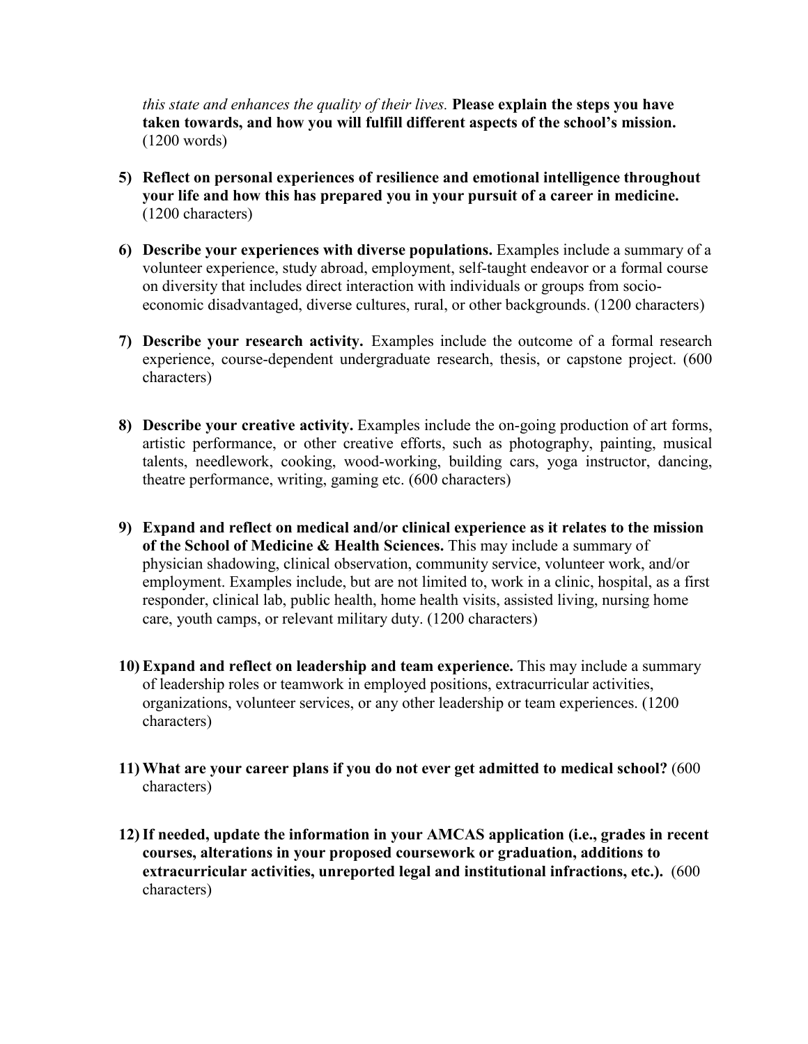*this state and enhances the quality of their lives.* **Please explain the steps you have taken towards, and how you will fulfill different aspects of the school's mission.** (1200 words)

5) **Reflect on personal experiences of resilience and emotional intelligence throughout your life and how this has prepared you in your pursuit of a career in medicine.** (1200 characters)

6) **Describe your experiences with diverse populations.** Examples include a summary of a volunteer experience, study abroad, employment, self-taught endeavor or a formal course on diversity that includes direct interaction with individuals or groups from socio-economic disadvantaged, diverse cultures, rural, or other backgrounds. (1200 characters)

7) **Describe your research activity.** Examples include the outcome of a formal research experience, course-dependent undergraduate research, thesis, or capstone project. (600 characters)

8) **Describe your creative activity.** Examples include the on-going production of art forms, artistic performance, or other creative efforts, such as photography, painting, musical talents, needlework, cooking, wood-working, building cars, yoga instructor, dancing, theatre performance, writing, gaming etc. (600 characters)

9) **Expand and reflect on medical and/or clinical experience as it relates to the mission of the School of Medicine & Health Sciences.** This may include a summary of physician shadowing, clinical observation, community service, volunteer work, and/or employment. Examples include, but are not limited to, work in a clinic, hospital, as a first responder, clinical lab, public health, home health visits, assisted living, nursing home care, youth camps, or relevant military duty. (1200 characters)

10) **Expand and reflect on leadership and team experience.** This may include a summary of leadership roles or teamwork in employed positions, extracurricular activities, organizations, volunteer services, or any other leadership or team experiences. (1200 characters)

11) **What are your career plans if you do not ever get admitted to medical school?** (600 characters)

12) **If needed, update the information in your AMCAS application (i.e., grades in recent courses, alterations in your proposed coursework or graduation, additions to extracurricular activities, unreported legal and institutional infractions, etc.).** (600 characters)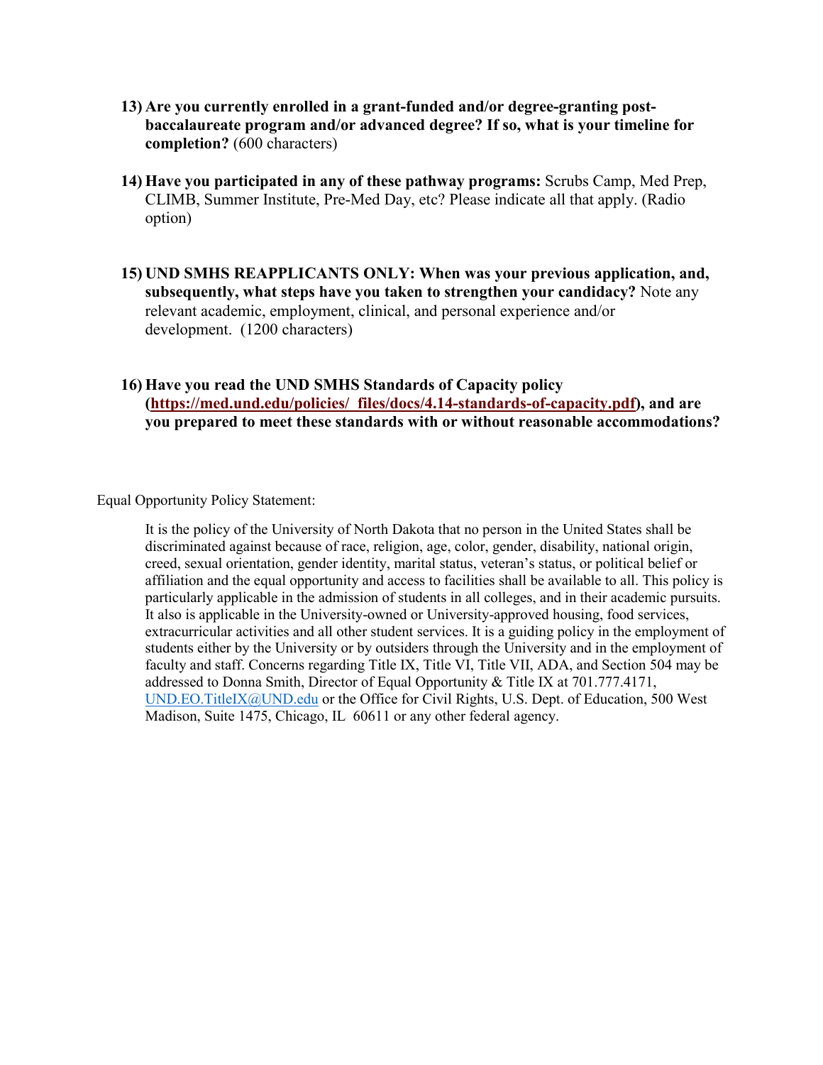13) **Are you currently enrolled in a grant-funded and/or degree-granting post-baccalaureate program and/or advanced degree? If so, what is your timeline for completion?** (600 characters)

14) **Have you participated in any of these pathway programs:** Scrubs Camp, Med Prep, CLIMB, Summer Institute, Pre-Med Day, etc? Please indicate all that apply. (Radio option)

15) **UND SMHS REAPPLICANTS ONLY: When was your previous application, and, subsequently, what steps have you taken to strengthen your candidacy?** Note any relevant academic, employment, clinical, and personal experience and/or development. (1200 characters)

16) **Have you read the UND SMHS Standards of Capacity policy ([https://med.und.edu/policies/_files/docs/4.14-standards-of-capacity.pdf](https://med.und.edu/policies/_files/docs/4.14-standards-of-capacity.pdf)), and are you prepared to meet these standards with or without reasonable accommodations?**

Equal Opportunity Policy Statement:

> It is the policy of the University of North Dakota that no person in the United States shall be discriminated against because of race, religion, age, color, gender, disability, national origin, creed, sexual orientation, gender identity, marital status, veteran's status, or political belief or affiliation and the equal opportunity and access to facilities shall be available to all. This policy is particularly applicable in the admission of students in all colleges, and in their academic pursuits. It also is applicable in the University-owned or University-approved housing, food services, extracurricular activities and all other student services. It is a guiding policy in the employment of students either by the University or by outsiders through the University and in the employment of faculty and staff. Concerns regarding Title IX, Title VI, Title VII, ADA, and Section 504 may be addressed to Donna Smith, Director of Equal Opportunity & Title IX at 701.777.4171, [UND.EO.TitleIX@UND.edu](mailto:UND.EO.TitleIX@UND.edu) or the Office for Civil Rights, U.S. Dept. of Education, 500 West Madison, Suite 1475, Chicago, IL 60611 or any other federal agency.